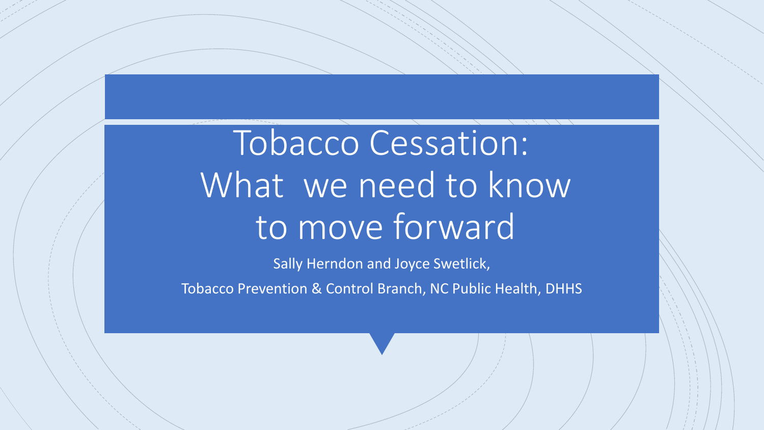# Tobacco Cessation: What we need to know to move forward

Sally Herndon and Joyce Swetlick,

Tobacco Prevention & Control Branch, NC Public Health, DHHS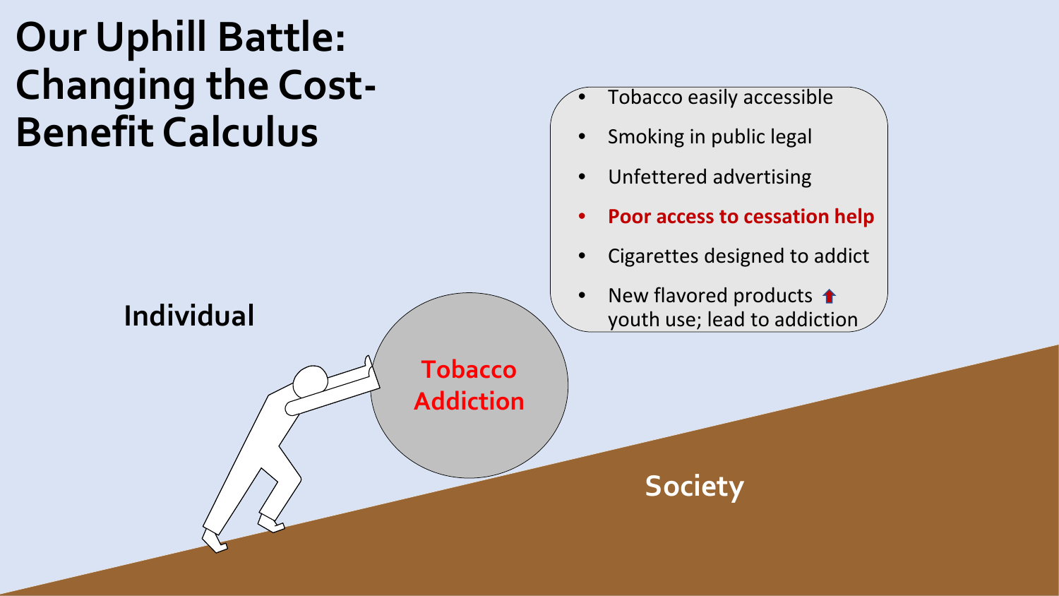# Our Uphill Battle: Changing the Cost-Benefit Calculus

- Tobacco easily accessible
- Smoking in public legal
- Unfettered advertising
- **Poor access to cessation help**
- Cigarettes designed to addict
- New flavored products ↑ youth use; lead to addiction

Individual

Tobacco Addiction

Society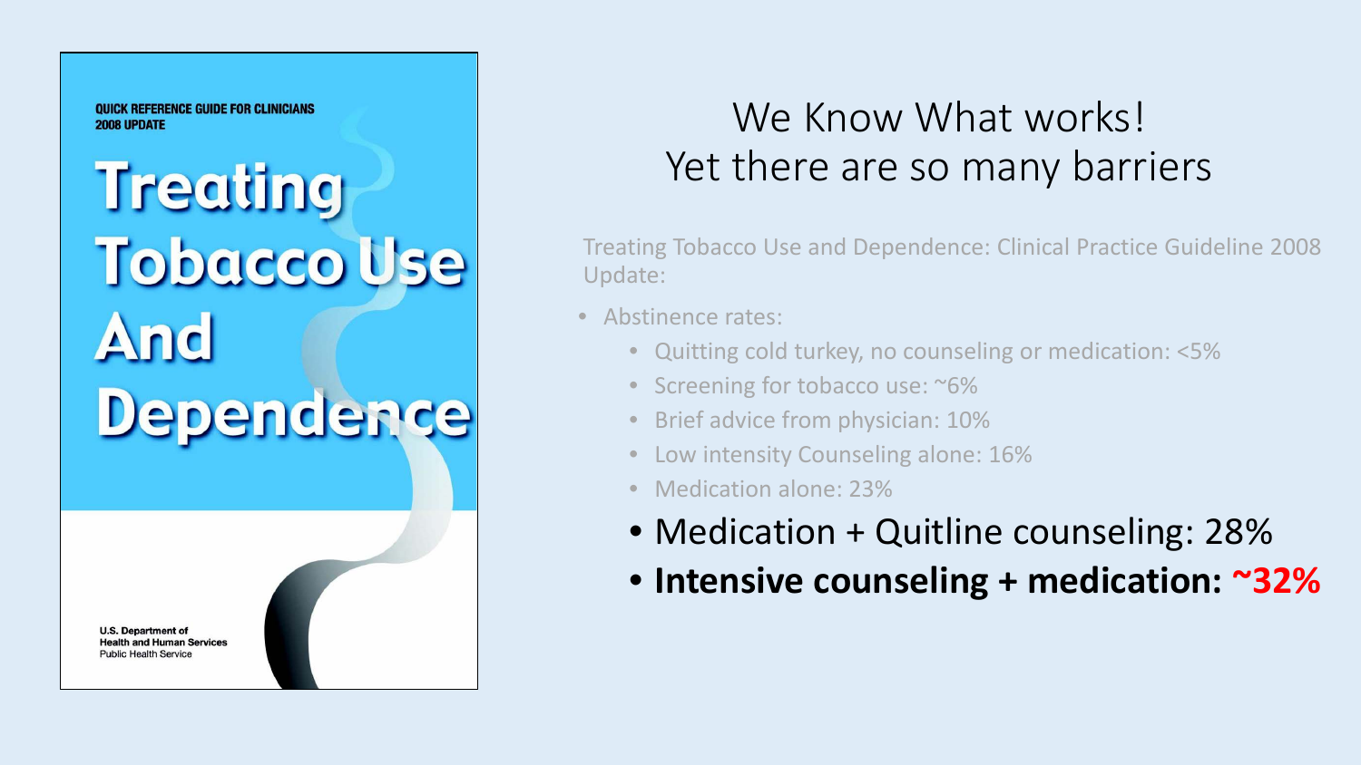QUICK REFERENCE GUIDE FOR CLINICIANS
2008 UPDATE

**Treating Tobacco Use And Dependence**

U.S. Department of
Health and Human Services
Public Health Service

# We Know What works!
# Yet there are so many barriers

Treating Tobacco Use and Dependence: Clinical Practice Guideline 2008 Update:

- Abstinence rates:
  - Quitting cold turkey, no counseling or medication: <5%
  - Screening for tobacco use: ~6%
  - Brief advice from physician: 10%
  - Low intensity Counseling alone: 16%
  - Medication alone: 23%
  - Medication + Quitline counseling: 28%
  - **Intensive counseling + medication: ~32%**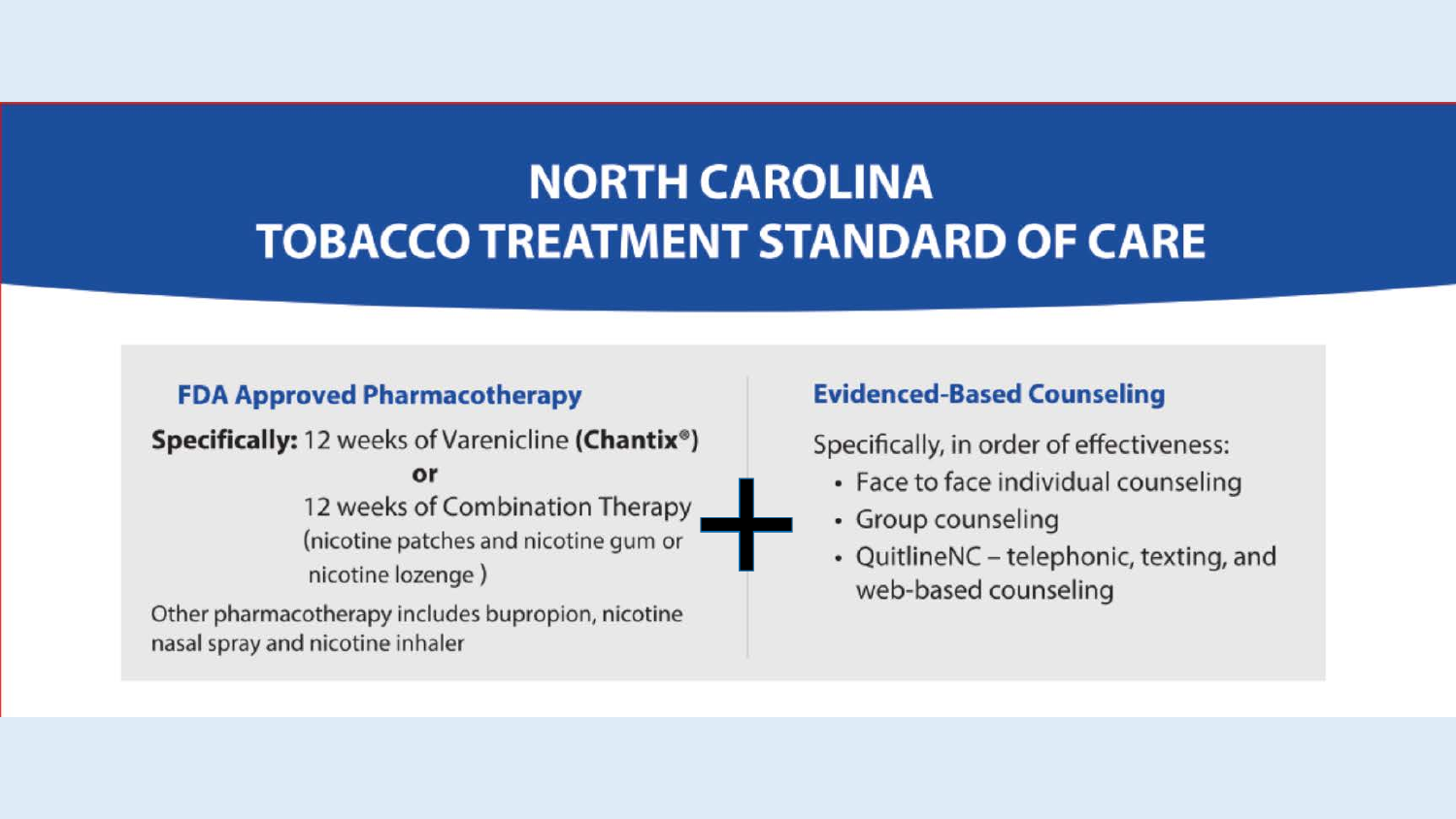# NORTH CAROLINA TOBACCO TREATMENT STANDARD OF CARE

### FDA Approved Pharmacotherapy

**Specifically:** 12 weeks of Varenicline **(Chantix®)**

**or**

12 weeks of Combination Therapy (nicotine patches and nicotine gum or nicotine lozenge )

Other pharmacotherapy includes bupropion, nicotine nasal spray and nicotine inhaler

**+**

### Evidenced-Based Counseling

Specifically, in order of effectiveness:

- Face to face individual counseling
- Group counseling
- QuitlineNC – telephonic, texting, and web-based counseling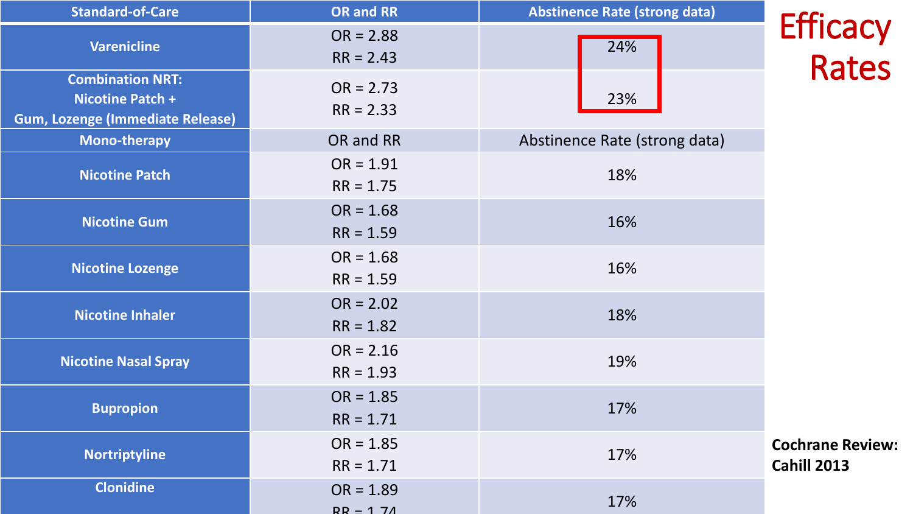# Efficacy Rates

| Standard-of-Care | OR and RR | Abstinence Rate (strong data) |
|---|---|---|
| Varenicline | OR = 2.88<br>RR = 2.43 | 24% |
| Combination NRT: Nicotine Patch + Gum, Lozenge (Immediate Release) | OR = 2.73<br>RR = 2.33 | 23% |
| **Mono-therapy** | **OR and RR** | **Abstinence Rate (strong data)** |
| Nicotine Patch | OR = 1.91<br>RR = 1.75 | 18% |
| Nicotine Gum | OR = 1.68<br>RR = 1.59 | 16% |
| Nicotine Lozenge | OR = 1.68<br>RR = 1.59 | 16% |
| Nicotine Inhaler | OR = 2.02<br>RR = 1.82 | 18% |
| Nicotine Nasal Spray | OR = 2.16<br>RR = 1.93 | 19% |
| Bupropion | OR = 1.85<br>RR = 1.71 | 17% |
| Nortriptyline | OR = 1.85<br>RR = 1.71 | 17% |
| Clonidine | OR = 1.89<br>RR = 1.74 | 17% |

**Cochrane Review: Cahill 2013**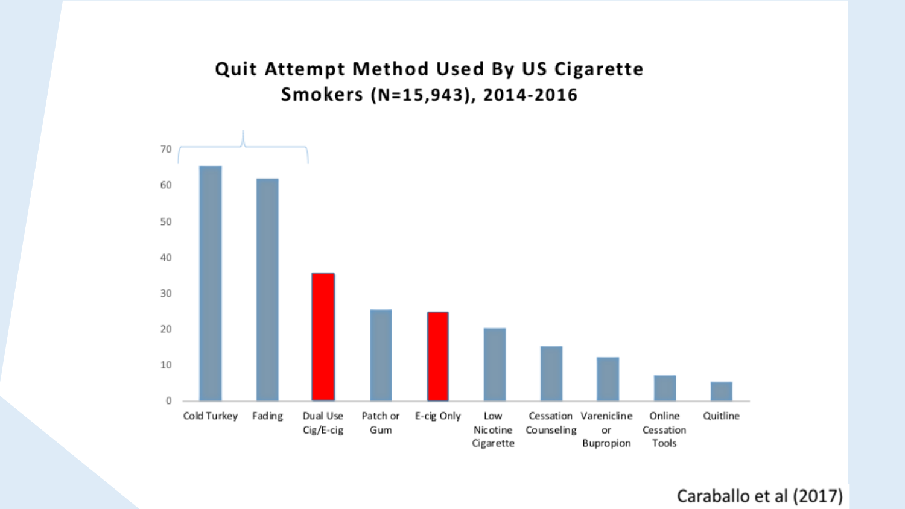## Quit Attempt Method Used By US Cigarette Smokers (N=15,943), 2014-2016

Cold Turkey | Fading | Dual Use Cig/E-cig | Patch or Gum | E-cig Only | Low Nicotine Cigarette | Cessation Counseling | Varenicline or Bupropion | Online Cessation Tools | Quitline

Caraballo et al (2017)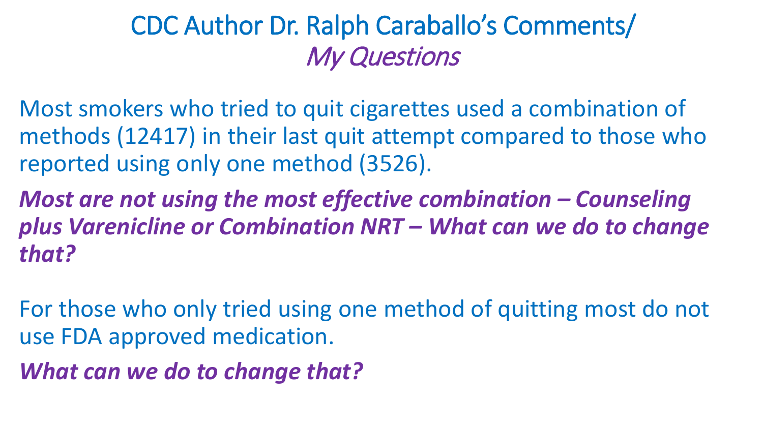# CDC Author Dr. Ralph Caraballo's Comments/ *My Questions*

Most smokers who tried to quit cigarettes used a combination of methods (12417) in their last quit attempt compared to those who reported using only one method (3526).

***Most are not using the most effective combination – Counseling plus Varenicline or Combination NRT – What can we do to change that?***

For those who only tried using one method of quitting most do not use FDA approved medication.

***What can we do to change that?***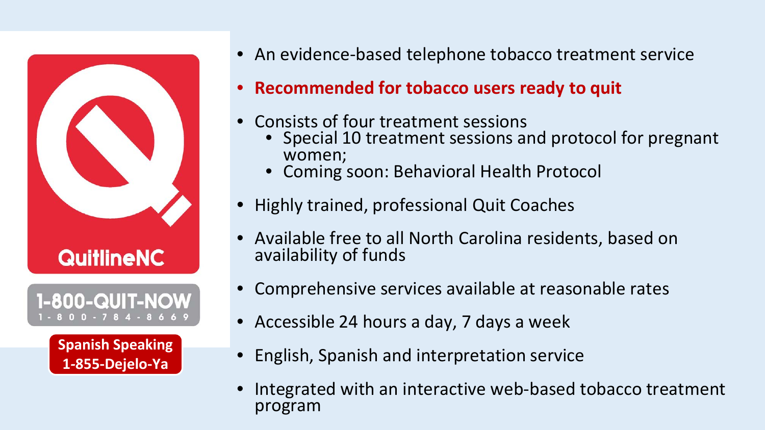QuitlineNC

1-800-QUIT-NOW
1-800-784-8669

**Spanish Speaking**
**1-855-Dejelo-Ya**

- An evidence-based telephone tobacco treatment service
- **Recommended for tobacco users ready to quit**
- Consists of four treatment sessions
  - Special 10 treatment sessions and protocol for pregnant women;
  - Coming soon: Behavioral Health Protocol
- Highly trained, professional Quit Coaches
- Available free to all North Carolina residents, based on availability of funds
- Comprehensive services available at reasonable rates
- Accessible 24 hours a day, 7 days a week
- English, Spanish and interpretation service
- Integrated with an interactive web-based tobacco treatment program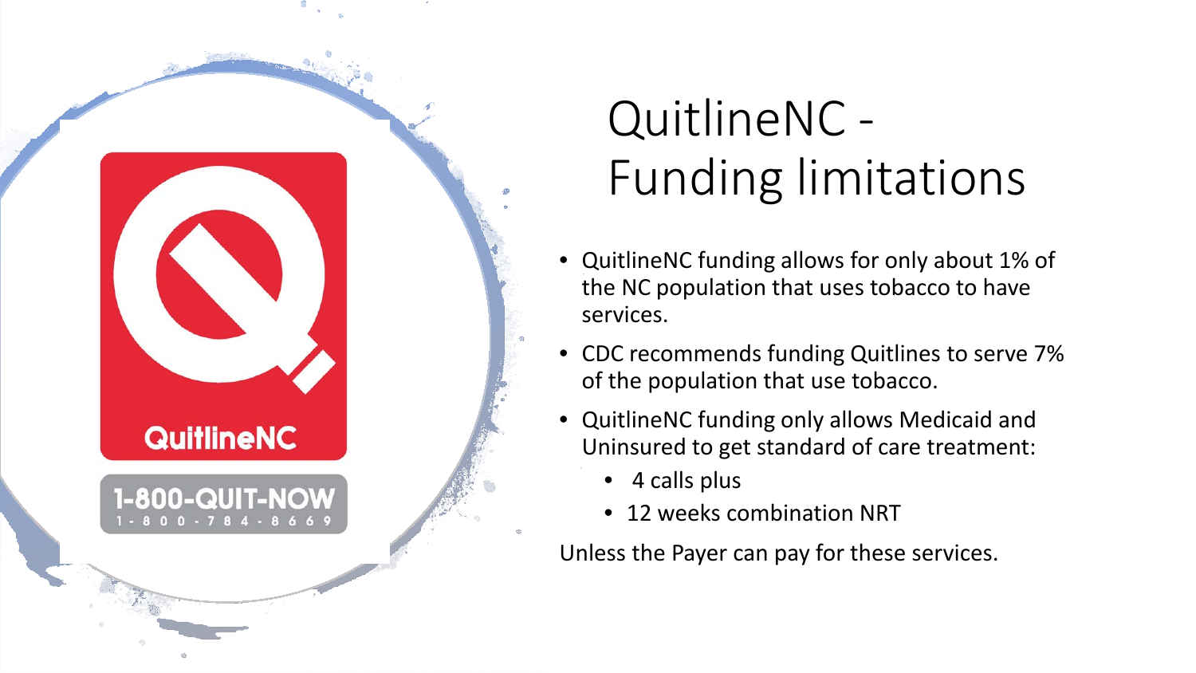# QuitlineNC - Funding limitations

- QuitlineNC funding allows for only about 1% of the NC population that uses tobacco to have services.
- CDC recommends funding Quitlines to serve 7% of the population that use tobacco.
- QuitlineNC funding only allows Medicaid and Uninsured to get standard of care treatment:
  - 4 calls plus
  - 12 weeks combination NRT

Unless the Payer can pay for these services.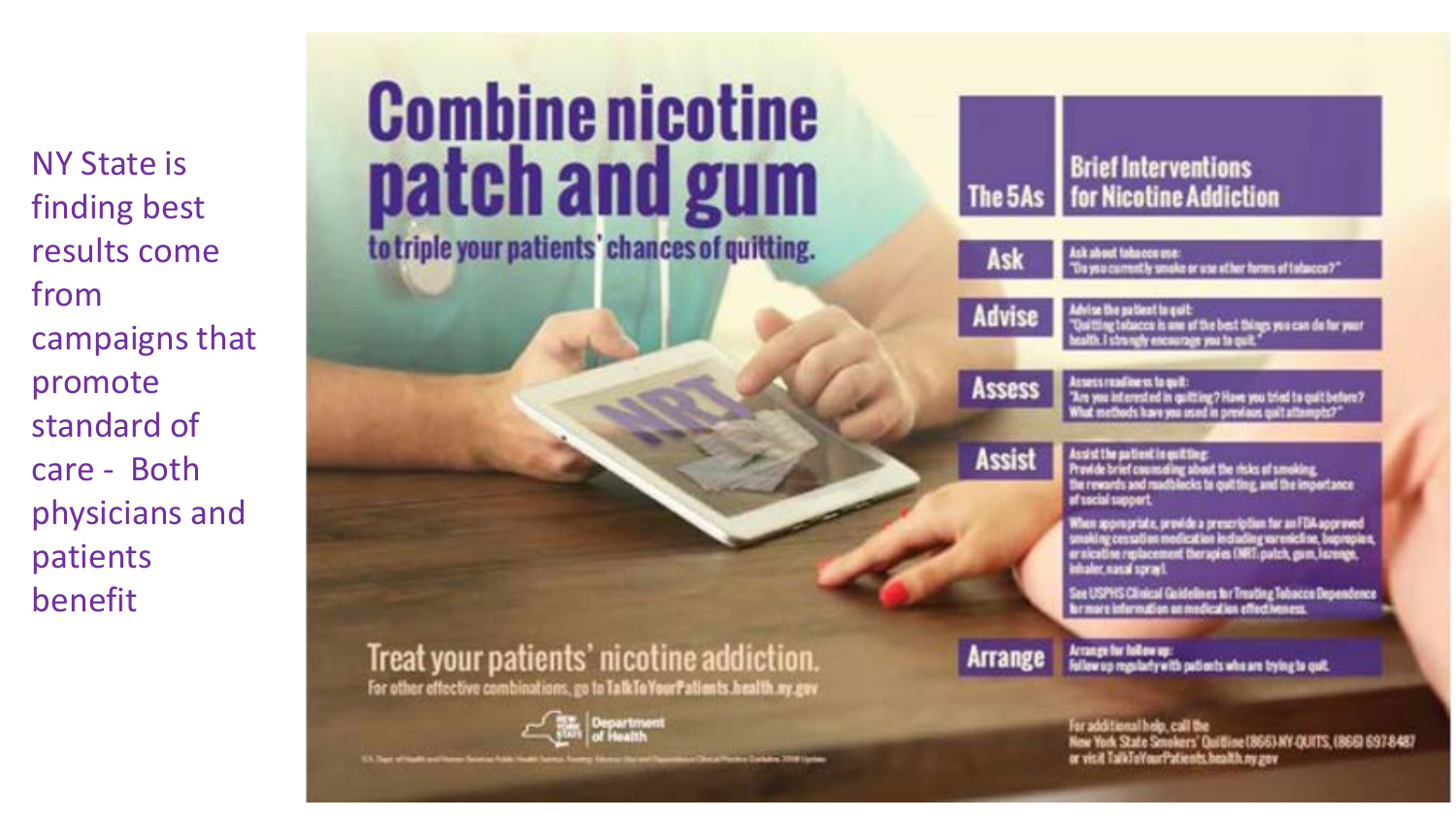NY State is finding best results come from campaigns that promote standard of care - Both physicians and patients benefit

# Combine nicotine patch and gum

**to triple your patients' chances of quitting.**

| The 5As | Brief Interventions for Nicotine Addiction |
| --- | --- |
| Ask | Ask about tobacco use: "Do you currently smoke or use other forms of tobacco?" |
| Advise | Advise the patient to quit: "Quitting tobacco is one of the best things you can do for your health. I strongly encourage you to quit." |
| Assess | Assess readiness to quit: "Are you interested in quitting? Have you tried to quit before? What methods have you used in previous quit attempts?" |
| Assist | Assist the patient in quitting: Provide brief counseling about the risks of smoking, the rewards and roadblocks to quitting, and the importance of social support. When appropriate, provide a prescription for an FDA-approved smoking cessation medication including varenicline, bupropion, or nicotine replacement therapies (NRT: patch, gum, lozenge, inhaler, nasal spray). See USPHS Clinical Guidelines for Treating Tobacco Dependence for more information on medication effectiveness. |
| Arrange | Arrange for follow up: Follow up regularly with patients who are trying to quit. |

For additional help, call the New York State Smokers' Quitline (866) NY-QUITS, (866) 697-8487 or visit TalkToYourPatients.health.ny.gov

**Treat your patients' nicotine addiction.**

For other effective combinations, go to TalkToYourPatients.health.ny.gov

New York State Department of Health

U.S. Dept. of Health and Human Services Public Health Service. Treating Tobacco Use and Dependence Clinical Practice Guideline, 2008 Update.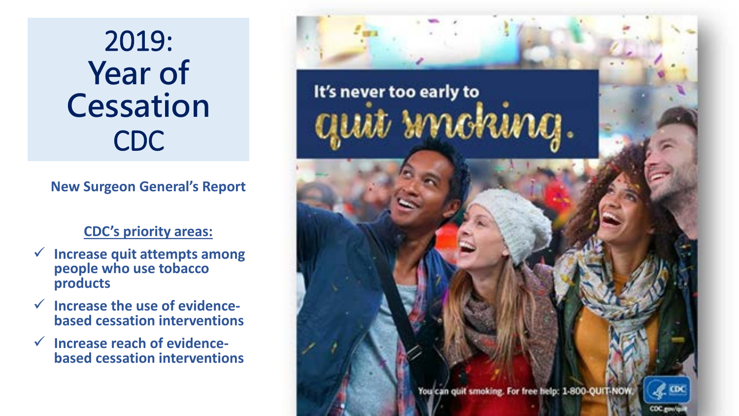# 2019: Year of Cessation CDC

**New Surgeon General's Report**

**CDC's priority areas:**

- ✓ **Increase quit attempts among people who use tobacco products**
- ✓ **Increase the use of evidence-based cessation interventions**
- ✓ **Increase reach of evidence-based cessation interventions**

It's never too early to quit smoking.

You can quit smoking. For free help: 1-800-QUIT-NOW.

CDC

CDC.gov/quit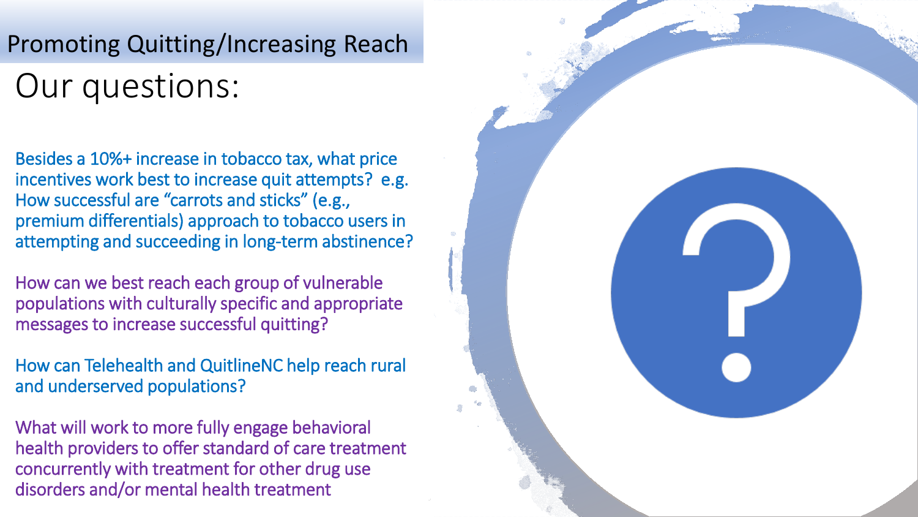## Promoting Quitting/Increasing Reach

# Our questions:

Besides a 10%+ increase in tobacco tax, what price incentives work best to increase quit attempts? e.g. How successful are "carrots and sticks" (e.g., premium differentials) approach to tobacco users in attempting and succeeding in long-term abstinence?

How can we best reach each group of vulnerable populations with culturally specific and appropriate messages to increase successful quitting?

How can Telehealth and QuitlineNC help reach rural and underserved populations?

What will work to more fully engage behavioral health providers to offer standard of care treatment concurrently with treatment for other drug use disorders and/or mental health treatment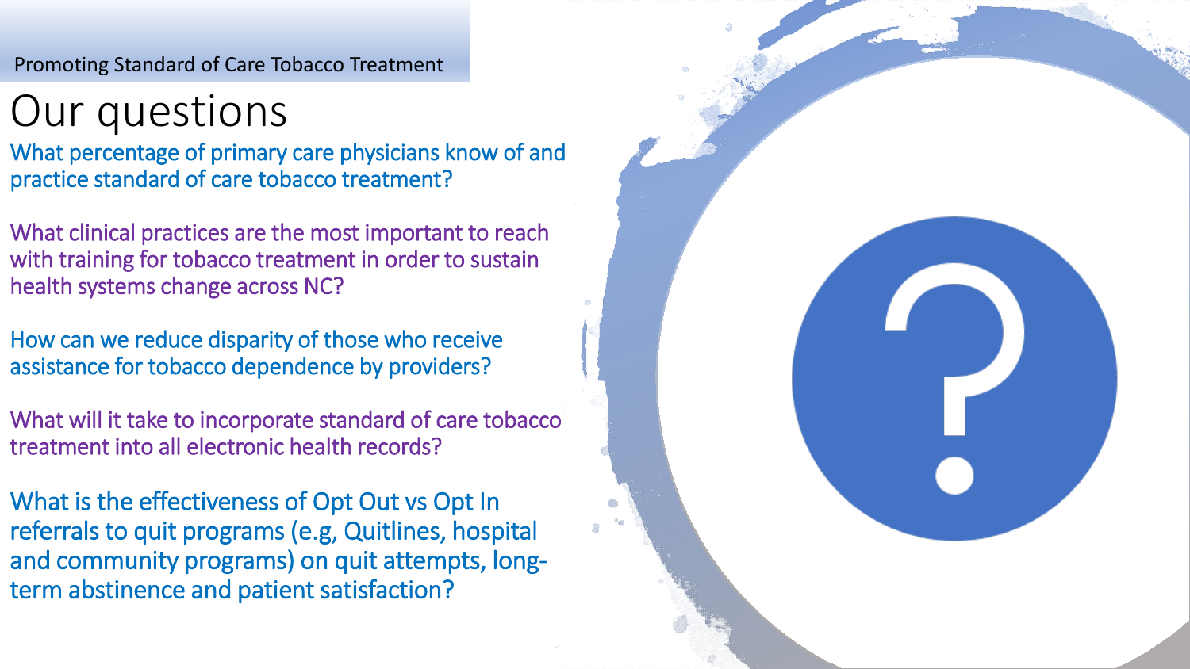Promoting Standard of Care Tobacco Treatment

# Our questions

What percentage of primary care physicians know of and practice standard of care tobacco treatment?

What clinical practices are the most important to reach with training for tobacco treatment in order to sustain health systems change across NC?

How can we reduce disparity of those who receive assistance for tobacco dependence by providers?

What will it take to incorporate standard of care tobacco treatment into all electronic health records?

What is the effectiveness of Opt Out vs Opt In referrals to quit programs (e.g, Quitlines, hospital and community programs) on quit attempts, long-term abstinence and patient satisfaction?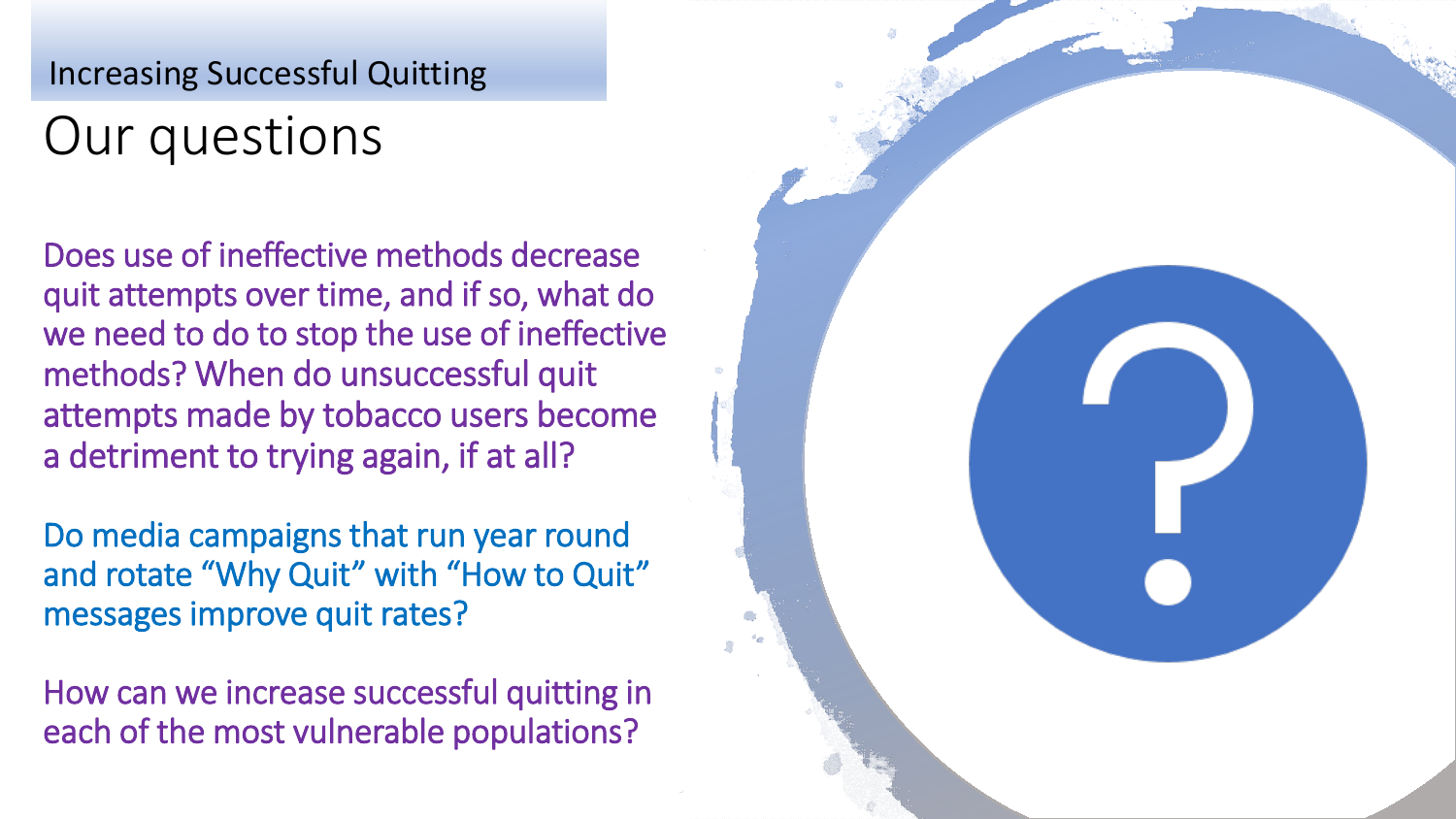Increasing Successful Quitting

# Our questions

Does use of ineffective methods decrease quit attempts over time, and if so, what do we need to do to stop the use of ineffective methods? When do unsuccessful quit attempts made by tobacco users become a detriment to trying again, if at all?

Do media campaigns that run year round and rotate "Why Quit" with "How to Quit" messages improve quit rates?

How can we increase successful quitting in each of the most vulnerable populations?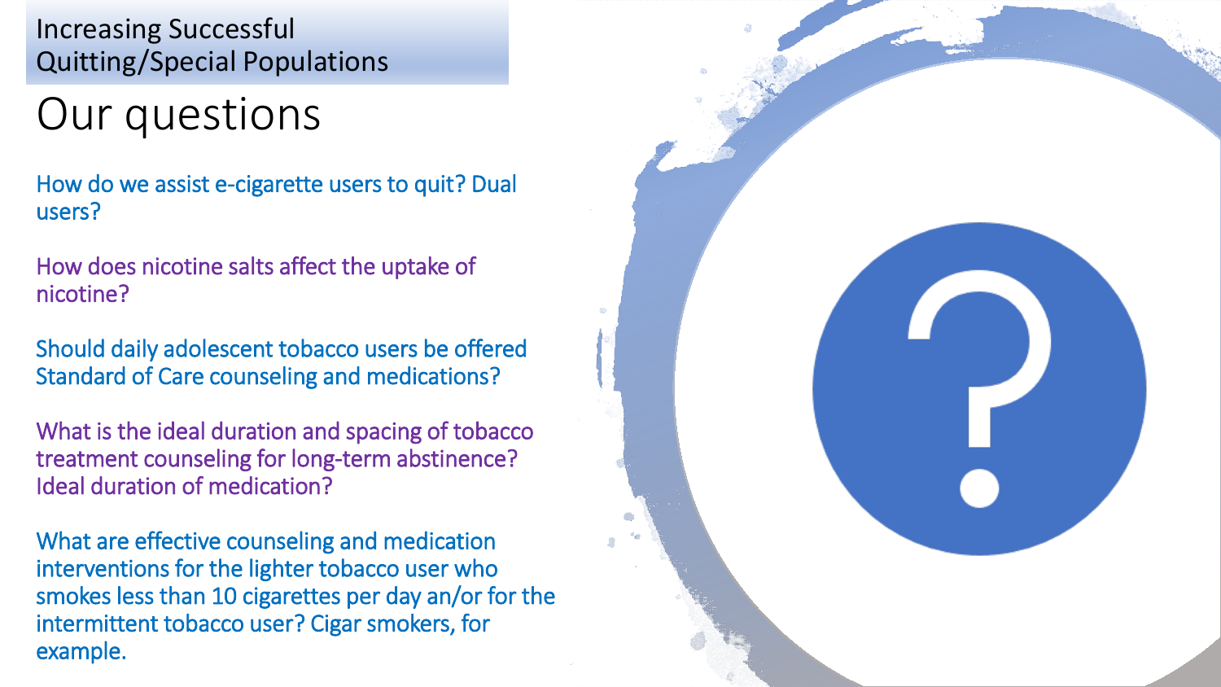Increasing Successful Quitting/Special Populations

# Our questions

How do we assist e-cigarette users to quit? Dual users?

How does nicotine salts affect the uptake of nicotine?

Should daily adolescent tobacco users be offered Standard of Care counseling and medications?

What is the ideal duration and spacing of tobacco treatment counseling for long-term abstinence? Ideal duration of medication?

What are effective counseling and medication interventions for the lighter tobacco user who smokes less than 10 cigarettes per day an/or for the intermittent tobacco user? Cigar smokers, for example.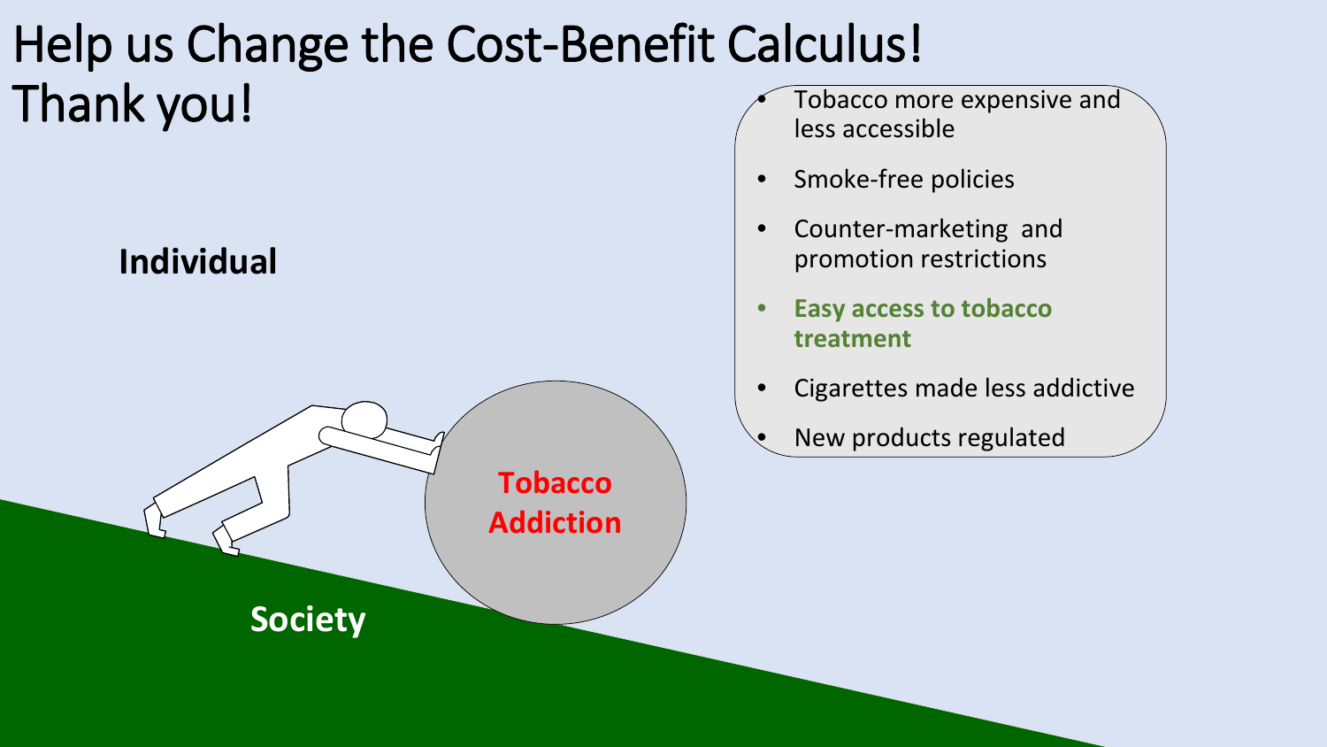# Help us Change the Cost-Benefit Calculus! Thank you!

- Tobacco more expensive and less accessible
- Smoke-free policies
- Counter-marketing and promotion restrictions
- **Easy access to tobacco treatment**
- Cigarettes made less addictive
- New products regulated

**Individual**

**Tobacco Addiction**

**Society**